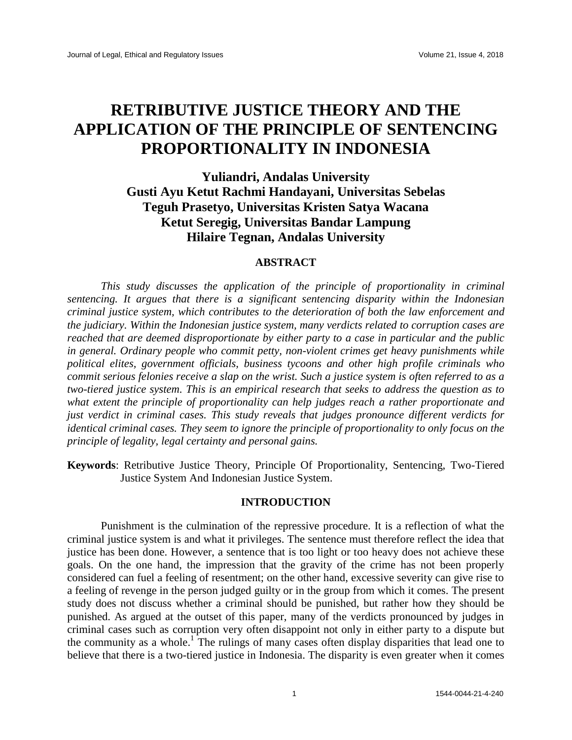# RETRIBUTIVE JUSTICE THEORY AND THE APPLICATION OF THE PRINCIPLE OF SENTENCING PROPORTIONALITY IN INDONESIA

**Yuliandri, Andalas University**
**Gusti Ayu Ketut Rachmi Handayani, Universitas Sebelas**
**Teguh Prasetyo, Universitas Kristen Satya Wacana**
**Ketut Seregig, Universitas Bandar Lampung**
**Hilaire Tegnan, Andalas University**

## ABSTRACT

*This study discusses the application of the principle of proportionality in criminal sentencing. It argues that there is a significant sentencing disparity within the Indonesian criminal justice system, which contributes to the deterioration of both the law enforcement and the judiciary. Within the Indonesian justice system, many verdicts related to corruption cases are reached that are deemed disproportionate by either party to a case in particular and the public in general. Ordinary people who commit petty, non-violent crimes get heavy punishments while political elites, government officials, business tycoons and other high profile criminals who commit serious felonies receive a slap on the wrist. Such a justice system is often referred to as a two-tiered justice system. This is an empirical research that seeks to address the question as to what extent the principle of proportionality can help judges reach a rather proportionate and just verdict in criminal cases. This study reveals that judges pronounce different verdicts for identical criminal cases. They seem to ignore the principle of proportionality to only focus on the principle of legality, legal certainty and personal gains.*

**Keywords**: Retributive Justice Theory, Principle Of Proportionality, Sentencing, Two-Tiered Justice System And Indonesian Justice System.

## INTRODUCTION

Punishment is the culmination of the repressive procedure. It is a reflection of what the criminal justice system is and what it privileges. The sentence must therefore reflect the idea that justice has been done. However, a sentence that is too light or too heavy does not achieve these goals. On the one hand, the impression that the gravity of the crime has not been properly considered can fuel a feeling of resentment; on the other hand, excessive severity can give rise to a feeling of revenge in the person judged guilty or in the group from which it comes. The present study does not discuss whether a criminal should be punished, but rather how they should be punished. As argued at the outset of this paper, many of the verdicts pronounced by judges in criminal cases such as corruption very often disappoint not only in either party to a dispute but the community as a whole.[1] The rulings of many cases often display disparities that lead one to believe that there is a two-tiered justice in Indonesia. The disparity is even greater when it comes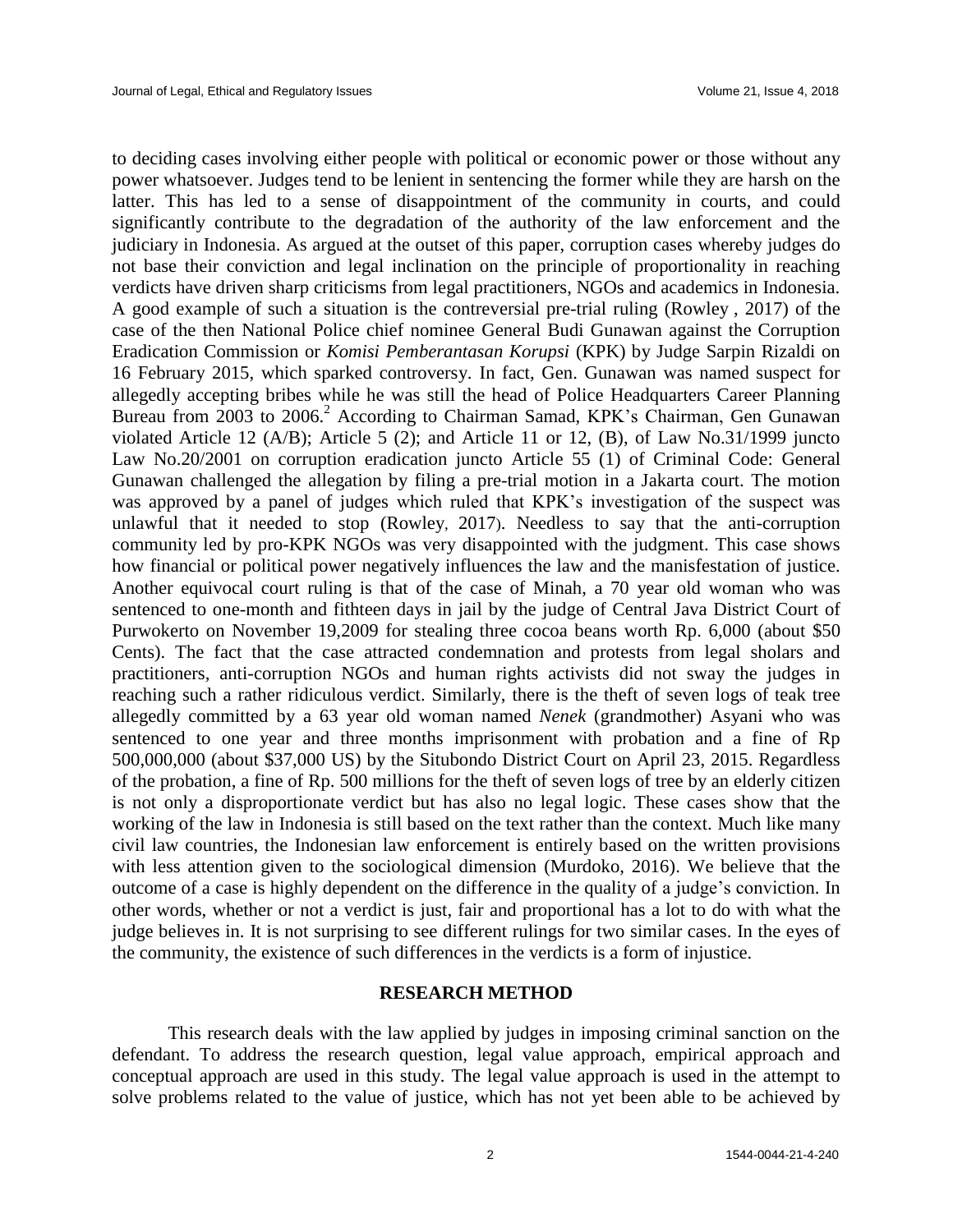to deciding cases involving either people with political or economic power or those without any power whatsoever. Judges tend to be lenient in sentencing the former while they are harsh on the latter. This has led to a sense of disappointment of the community in courts, and could significantly contribute to the degradation of the authority of the law enforcement and the judiciary in Indonesia. As argued at the outset of this paper, corruption cases whereby judges do not base their conviction and legal inclination on the principle of proportionality in reaching verdicts have driven sharp criticisms from legal practitioners, NGOs and academics in Indonesia. A good example of such a situation is the contreversial pre-trial ruling (Rowley , 2017) of the case of the then National Police chief nominee General Budi Gunawan against the Corruption Eradication Commission or *Komisi Pemberantasan Korupsi* (KPK) by Judge Sarpin Rizaldi on 16 February 2015, which sparked controversy. In fact, Gen. Gunawan was named suspect for allegedly accepting bribes while he was still the head of Police Headquarters Career Planning Bureau from 2003 to 2006.[2] According to Chairman Samad, KPK's Chairman, Gen Gunawan violated Article 12 (A/B); Article 5 (2); and Article 11 or 12, (B), of Law No.31/1999 juncto Law No.20/2001 on corruption eradication juncto Article 55 (1) of Criminal Code: General Gunawan challenged the allegation by filing a pre-trial motion in a Jakarta court. The motion was approved by a panel of judges which ruled that KPK's investigation of the suspect was unlawful that it needed to stop (Rowley, 2017). Needless to say that the anti-corruption community led by pro-KPK NGOs was very disappointed with the judgment. This case shows how financial or political power negatively influences the law and the manisfestation of justice. Another equivocal court ruling is that of the case of Minah, a 70 year old woman who was sentenced to one-month and fithteen days in jail by the judge of Central Java District Court of Purwokerto on November 19,2009 for stealing three cocoa beans worth Rp. 6,000 (about $50 Cents). The fact that the case attracted condemnation and protests from legal sholars and practitioners, anti-corruption NGOs and human rights activists did not sway the judges in reaching such a rather ridiculous verdict. Similarly, there is the theft of seven logs of teak tree allegedly committed by a 63 year old woman named *Nenek* (grandmother) Asyani who was sentenced to one year and three months imprisonment with probation and a fine of Rp 500,000,000 (about $37,000 US) by the Situbondo District Court on April 23, 2015. Regardless of the probation, a fine of Rp. 500 millions for the theft of seven logs of tree by an elderly citizen is not only a disproportionate verdict but has also no legal logic. These cases show that the working of the law in Indonesia is still based on the text rather than the context. Much like many civil law countries, the Indonesian law enforcement is entirely based on the written provisions with less attention given to the sociological dimension (Murdoko, 2016). We believe that the outcome of a case is highly dependent on the difference in the quality of a judge's conviction. In other words, whether or not a verdict is just, fair and proportional has a lot to do with what the judge believes in. It is not surprising to see different rulings for two similar cases. In the eyes of the community, the existence of such differences in the verdicts is a form of injustice.

## RESEARCH METHOD

This research deals with the law applied by judges in imposing criminal sanction on the defendant. To address the research question, legal value approach, empirical approach and conceptual approach are used in this study. The legal value approach is used in the attempt to solve problems related to the value of justice, which has not yet been able to be achieved by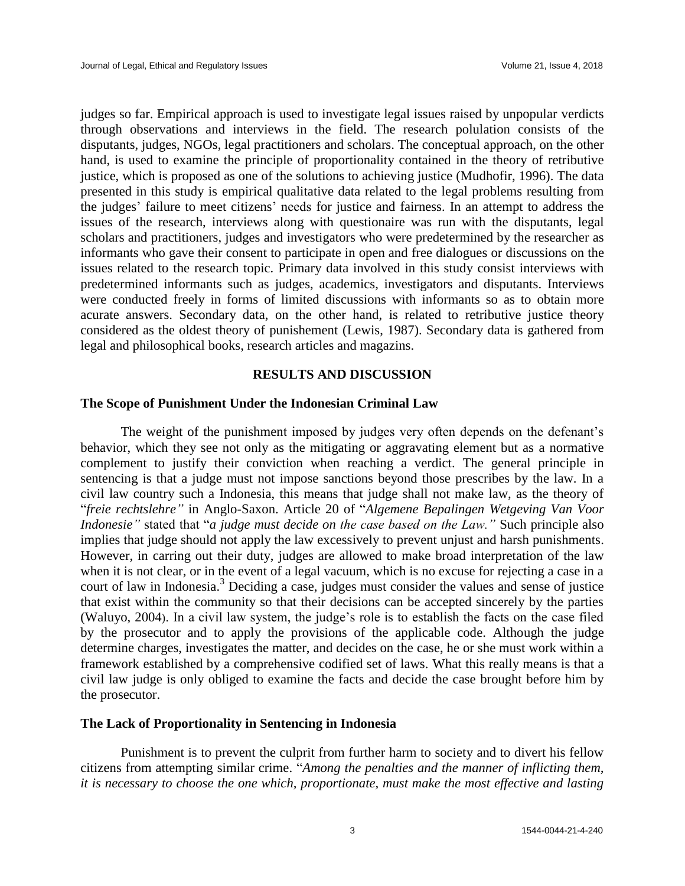judges so far. Empirical approach is used to investigate legal issues raised by unpopular verdicts through observations and interviews in the field. The research polulation consists of the disputants, judges, NGOs, legal practitioners and scholars. The conceptual approach, on the other hand, is used to examine the principle of proportionality contained in the theory of retributive justice, which is proposed as one of the solutions to achieving justice (Mudhofir, 1996). The data presented in this study is empirical qualitative data related to the legal problems resulting from the judges' failure to meet citizens' needs for justice and fairness. In an attempt to address the issues of the research, interviews along with questionaire was run with the disputants, legal scholars and practitioners, judges and investigators who were predetermined by the researcher as informants who gave their consent to participate in open and free dialogues or discussions on the issues related to the research topic. Primary data involved in this study consist interviews with predetermined informants such as judges, academics, investigators and disputants. Interviews were conducted freely in forms of limited discussions with informants so as to obtain more acurate answers. Secondary data, on the other hand, is related to retributive justice theory considered as the oldest theory of punishement (Lewis, 1987). Secondary data is gathered from legal and philosophical books, research articles and magazins.

## RESULTS AND DISCUSSION

### The Scope of Punishment Under the Indonesian Criminal Law

The weight of the punishment imposed by judges very often depends on the defenant's behavior, which they see not only as the mitigating or aggravating element but as a normative complement to justify their conviction when reaching a verdict. The general principle in sentencing is that a judge must not impose sanctions beyond those prescribes by the law. In a civil law country such a Indonesia, this means that judge shall not make law, as the theory of "*freie rechtslehre"* in Anglo-Saxon. Article 20 of "*Algemene Bepalingen Wetgeving Van Voor Indonesie"* stated that "*a judge must decide on the case based on the Law."* Such principle also implies that judge should not apply the law excessively to prevent unjust and harsh punishments. However, in carring out their duty, judges are allowed to make broad interpretation of the law when it is not clear, or in the event of a legal vacuum, which is no excuse for rejecting a case in a court of law in Indonesia.[3] Deciding a case, judges must consider the values and sense of justice that exist within the community so that their decisions can be accepted sincerely by the parties (Waluyo, 2004). In a civil law system, the judge's role is to establish the facts on the case filed by the prosecutor and to apply the provisions of the applicable code. Although the judge determine charges, investigates the matter, and decides on the case, he or she must work within a framework established by a comprehensive codified set of laws. What this really means is that a civil law judge is only obliged to examine the facts and decide the case brought before him by the prosecutor.

### The Lack of Proportionality in Sentencing in Indonesia

Punishment is to prevent the culprit from further harm to society and to divert his fellow citizens from attempting similar crime. "*Among the penalties and the manner of inflicting them, it is necessary to choose the one which, proportionate, must make the most effective and lasting*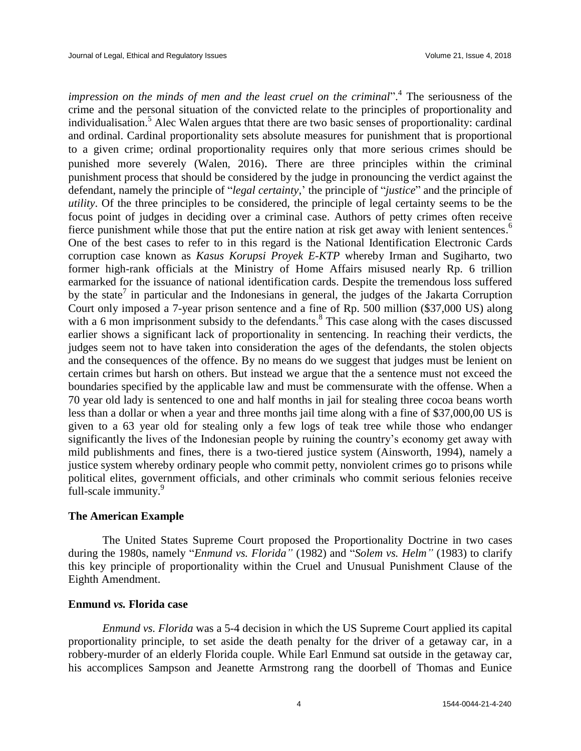*impression on the minds of men and the least cruel on the criminal*".[4] The seriousness of the crime and the personal situation of the convicted relate to the principles of proportionality and individualisation.[5] Alec Walen argues thtat there are two basic senses of proportionality: cardinal and ordinal. Cardinal proportionality sets absolute measures for punishment that is proportional to a given crime; ordinal proportionality requires only that more serious crimes should be punished more severely (Walen, 2016). There are three principles within the criminal punishment process that should be considered by the judge in pronouncing the verdict against the defendant, namely the principle of "*legal certainty*,' the principle of "*justice*" and the principle of *utility*. Of the three principles to be considered, the principle of legal certainty seems to be the focus point of judges in deciding over a criminal case. Authors of petty crimes often receive fierce punishment while those that put the entire nation at risk get away with lenient sentences.[6] One of the best cases to refer to in this regard is the National Identification Electronic Cards corruption case known as *Kasus Korupsi Proyek E-KTP* whereby Irman and Sugiharto, two former high-rank officials at the Ministry of Home Affairs misused nearly Rp. 6 trillion earmarked for the issuance of national identification cards. Despite the tremendous loss suffered by the state[7] in particular and the Indonesians in general, the judges of the Jakarta Corruption Court only imposed a 7-year prison sentence and a fine of Rp. 500 million ($37,000 US) along with a 6 mon imprisonment subsidy to the defendants.[8] This case along with the cases discussed earlier shows a significant lack of proportionality in sentencing. In reaching their verdicts, the judges seem not to have taken into consideration the ages of the defendants, the stolen objects and the consequences of the offence. By no means do we suggest that judges must be lenient on certain crimes but harsh on others. But instead we argue that the a sentence must not exceed the boundaries specified by the applicable law and must be commensurate with the offense. When a 70 year old lady is sentenced to one and half months in jail for stealing three cocoa beans worth less than a dollar or when a year and three months jail time along with a fine of $37,000,00 US is given to a 63 year old for stealing only a few logs of teak tree while those who endanger significantly the lives of the Indonesian people by ruining the country's economy get away with mild publishments and fines, there is a two-tiered justice system (Ainsworth, 1994), namely a justice system whereby ordinary people who commit petty, nonviolent crimes go to prisons while political elites, government officials, and other criminals who commit serious felonies receive full-scale immunity.[9]

### The American Example

The United States Supreme Court proposed the Proportionality Doctrine in two cases during the 1980s, namely "*Enmund vs. Florida"* (1982) and "*Solem vs. Helm"* (1983) to clarify this key principle of proportionality within the Cruel and Unusual Punishment Clause of the Eighth Amendment.

### Enmund *vs.* Florida case

*Enmund vs. Florida* was a 5-4 decision in which the US Supreme Court applied its capital proportionality principle, to set aside the death penalty for the driver of a getaway car, in a robbery-murder of an elderly Florida couple. While Earl Enmund sat outside in the getaway car, his accomplices Sampson and Jeanette Armstrong rang the doorbell of Thomas and Eunice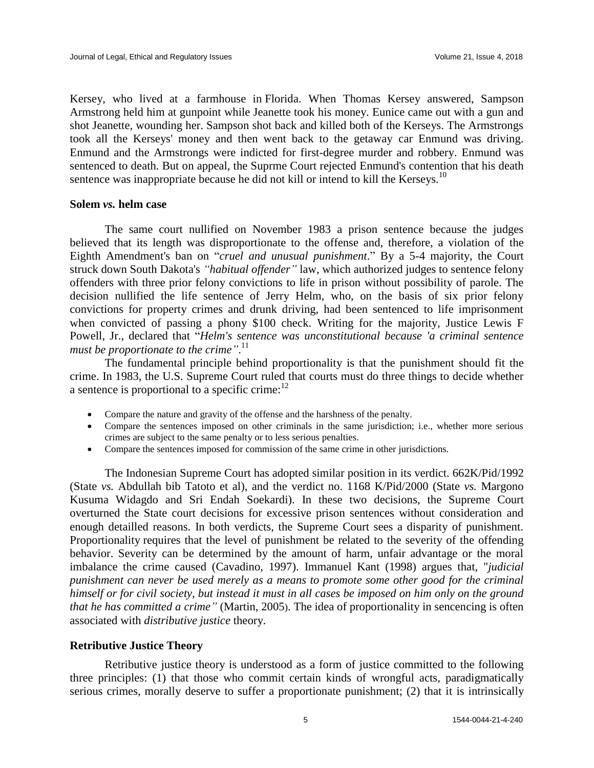Kersey, who lived at a farmhouse in Florida. When Thomas Kersey answered, Sampson Armstrong held him at gunpoint while Jeanette took his money. Eunice came out with a gun and shot Jeanette, wounding her. Sampson shot back and killed both of the Kerseys. The Armstrongs took all the Kerseys' money and then went back to the getaway car Enmund was driving. Enmund and the Armstrongs were indicted for first-degree murder and robbery. Enmund was sentenced to death. But on appeal, the Suprme Court rejected Enmund's contention that his death sentence was inappropriate because he did not kill or intend to kill the Kerseys.[10]

### Solem *vs.* helm case

The same court nullified on November 1983 a prison sentence because the judges believed that its length was disproportionate to the offense and, therefore, a violation of the Eighth Amendment's ban on "*cruel and unusual punishment*." By a 5-4 majority, the Court struck down South Dakota's *"habitual offender"* law, which authorized judges to sentence felony offenders with three prior felony convictions to life in prison without possibility of parole. The decision nullified the life sentence of Jerry Helm, who, on the basis of six prior felony convictions for property crimes and drunk driving, had been sentenced to life imprisonment when convicted of passing a phony $100 check. Writing for the majority, Justice Lewis F Powell, Jr., declared that "*Helm's sentence was unconstitutional because 'a criminal sentence must be proportionate to the crime"*.[11]

The fundamental principle behind proportionality is that the punishment should fit the crime. In 1983, the U.S. Supreme Court ruled that courts must do three things to decide whether a sentence is proportional to a specific crime:[12]

- Compare the nature and gravity of the offense and the harshness of the penalty.
- Compare the sentences imposed on other criminals in the same jurisdiction; i.e., whether more serious crimes are subject to the same penalty or to less serious penalties.
- Compare the sentences imposed for commission of the same crime in other jurisdictions.

The Indonesian Supreme Court has adopted similar position in its verdict. 662K/Pid/1992 (State *vs.* Abdullah bib Tatoto et al), and the verdict no. 1168 K/Pid/2000 (State *vs.* Margono Kusuma Widagdo and Sri Endah Soekardi). In these two decisions, the Supreme Court overturned the State court decisions for excessive prison sentences without consideration and enough detailled reasons. In both verdicts, the Supreme Court sees a disparity of punishment. Proportionality requires that the level of punishment be related to the severity of the offending behavior. Severity can be determined by the amount of harm, unfair advantage or the moral imbalance the crime caused (Cavadino, 1997). Immanuel Kant (1998) argues that, "*judicial punishment can never be used merely as a means to promote some other good for the criminal himself or for civil society, but instead it must in all cases be imposed on him only on the ground that he has committed a crime"* (Martin, 2005). The idea of proportionality in sencencing is often associated with *distributive justice* theory.

### Retributive Justice Theory

Retributive justice theory is understood as a form of justice committed to the following three principles: (1) that those who commit certain kinds of wrongful acts, paradigmatically serious crimes, morally deserve to suffer a proportionate punishment; (2) that it is intrinsically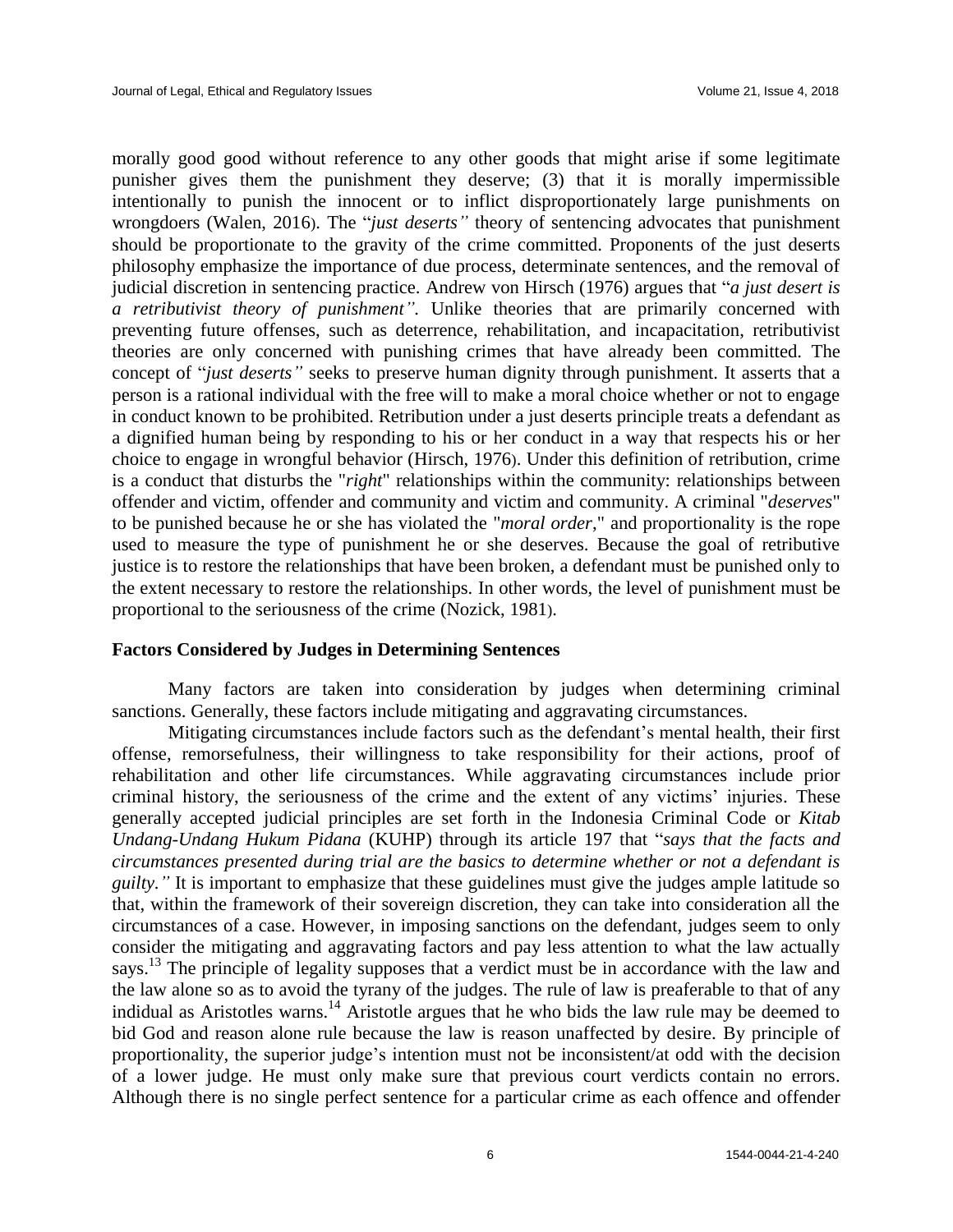morally good good without reference to any other goods that might arise if some legitimate punisher gives them the punishment they deserve; (3) that it is morally impermissible intentionally to punish the innocent or to inflict disproportionately large punishments on wrongdoers (Walen, 2016). The "*just deserts"* theory of sentencing advocates that punishment should be proportionate to the gravity of the crime committed. Proponents of the just deserts philosophy emphasize the importance of due process, determinate sentences, and the removal of judicial discretion in sentencing practice. Andrew von Hirsch (1976) argues that "*a just desert is a retributivist theory of punishment"*. Unlike theories that are primarily concerned with preventing future offenses, such as deterrence, rehabilitation, and incapacitation, retributivist theories are only concerned with punishing crimes that have already been committed. The concept of "*just deserts"* seeks to preserve human dignity through punishment. It asserts that a person is a rational individual with the free will to make a moral choice whether or not to engage in conduct known to be prohibited. Retribution under a just deserts principle treats a defendant as a dignified human being by responding to his or her conduct in a way that respects his or her choice to engage in wrongful behavior (Hirsch, 1976). Under this definition of retribution, crime is a conduct that disturbs the "*right*" relationships within the community: relationships between offender and victim, offender and community and victim and community. A criminal "*deserves*" to be punished because he or she has violated the "*moral order*," and proportionality is the rope used to measure the type of punishment he or she deserves. Because the goal of retributive justice is to restore the relationships that have been broken, a defendant must be punished only to the extent necessary to restore the relationships. In other words, the level of punishment must be proportional to the seriousness of the crime (Nozick, 1981).

### Factors Considered by Judges in Determining Sentences

Many factors are taken into consideration by judges when determining criminal sanctions. Generally, these factors include mitigating and aggravating circumstances.

Mitigating circumstances include factors such as the defendant's mental health, their first offense, remorsefulness, their willingness to take responsibility for their actions, proof of rehabilitation and other life circumstances. While aggravating circumstances include prior criminal history, the seriousness of the crime and the extent of any victims' injuries. These generally accepted judicial principles are set forth in the Indonesia Criminal Code or *Kitab Undang-Undang Hukum Pidana* (KUHP) through its article 197 that "*says that the facts and circumstances presented during trial are the basics to determine whether or not a defendant is guilty."* It is important to emphasize that these guidelines must give the judges ample latitude so that, within the framework of their sovereign discretion, they can take into consideration all the circumstances of a case. However, in imposing sanctions on the defendant, judges seem to only consider the mitigating and aggravating factors and pay less attention to what the law actually says.[13] The principle of legality supposes that a verdict must be in accordance with the law and the law alone so as to avoid the tyrany of the judges. The rule of law is preaferable to that of any indidual as Aristotles warns.[14] Aristotle argues that he who bids the law rule may be deemed to bid God and reason alone rule because the law is reason unaffected by desire. By principle of proportionality, the superior judge's intention must not be inconsistent/at odd with the decision of a lower judge. He must only make sure that previous court verdicts contain no errors. Although there is no single perfect sentence for a particular crime as each offence and offender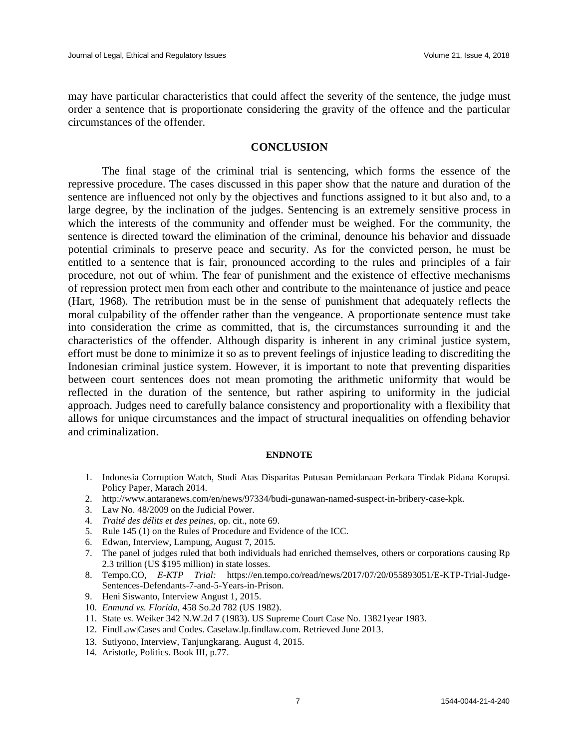may have particular characteristics that could affect the severity of the sentence, the judge must order a sentence that is proportionate considering the gravity of the offence and the particular circumstances of the offender.

## CONCLUSION

The final stage of the criminal trial is sentencing, which forms the essence of the repressive procedure. The cases discussed in this paper show that the nature and duration of the sentence are influenced not only by the objectives and functions assigned to it but also and, to a large degree, by the inclination of the judges. Sentencing is an extremely sensitive process in which the interests of the community and offender must be weighed. For the community, the sentence is directed toward the elimination of the criminal, denounce his behavior and dissuade potential criminals to preserve peace and security. As for the convicted person, he must be entitled to a sentence that is fair, pronounced according to the rules and principles of a fair procedure, not out of whim. The fear of punishment and the existence of effective mechanisms of repression protect men from each other and contribute to the maintenance of justice and peace (Hart, 1968). The retribution must be in the sense of punishment that adequately reflects the moral culpability of the offender rather than the vengeance. A proportionate sentence must take into consideration the crime as committed, that is, the circumstances surrounding it and the characteristics of the offender. Although disparity is inherent in any criminal justice system, effort must be done to minimize it so as to prevent feelings of injustice leading to discrediting the Indonesian criminal justice system. However, it is important to note that preventing disparities between court sentences does not mean promoting the arithmetic uniformity that would be reflected in the duration of the sentence, but rather aspiring to uniformity in the judicial approach. Judges need to carefully balance consistency and proportionality with a flexibility that allows for unique circumstances and the impact of structural inequalities on offending behavior and criminalization.

#### ENDNOTE

1. Indonesia Corruption Watch, Studi Atas Disparitas Putusan Pemidanaan Perkara Tindak Pidana Korupsi. Policy Paper, Marach 2014.
2. http://www.antaranews.com/en/news/97334/budi-gunawan-named-suspect-in-bribery-case-kpk.
3. Law No. 48/2009 on the Judicial Power.
4. *Traité des délits et des peines*, op. cit., note 69.
5. Rule 145 (1) on the Rules of Procedure and Evidence of the ICC.
6. Edwan, Interview, Lampung, August 7, 2015.
7. The panel of judges ruled that both individuals had enriched themselves, others or corporations causing Rp 2.3 trillion (US $195 million) in state losses.
8. Tempo.CO, *E-KTP Trial:* https://en.tempo.co/read/news/2017/07/20/055893051/E-KTP-Trial-Judge-Sentences-Defendants-7-and-5-Years-in-Prison.
9. Heni Siswanto, Interview Angust 1, 2015.
10. *Enmund vs. Florida*, 458 So.2d 782 (US 1982).
11. State *vs.* Weiker 342 N.W.2d 7 (1983). US Supreme Court Case No. 13821year 1983.
12. FindLaw|Cases and Codes. Caselaw.lp.findlaw.com. Retrieved June 2013.
13. Sutiyono, Interview, Tanjungkarang. August 4, 2015.
14. Aristotle, Politics. Book III, p.77.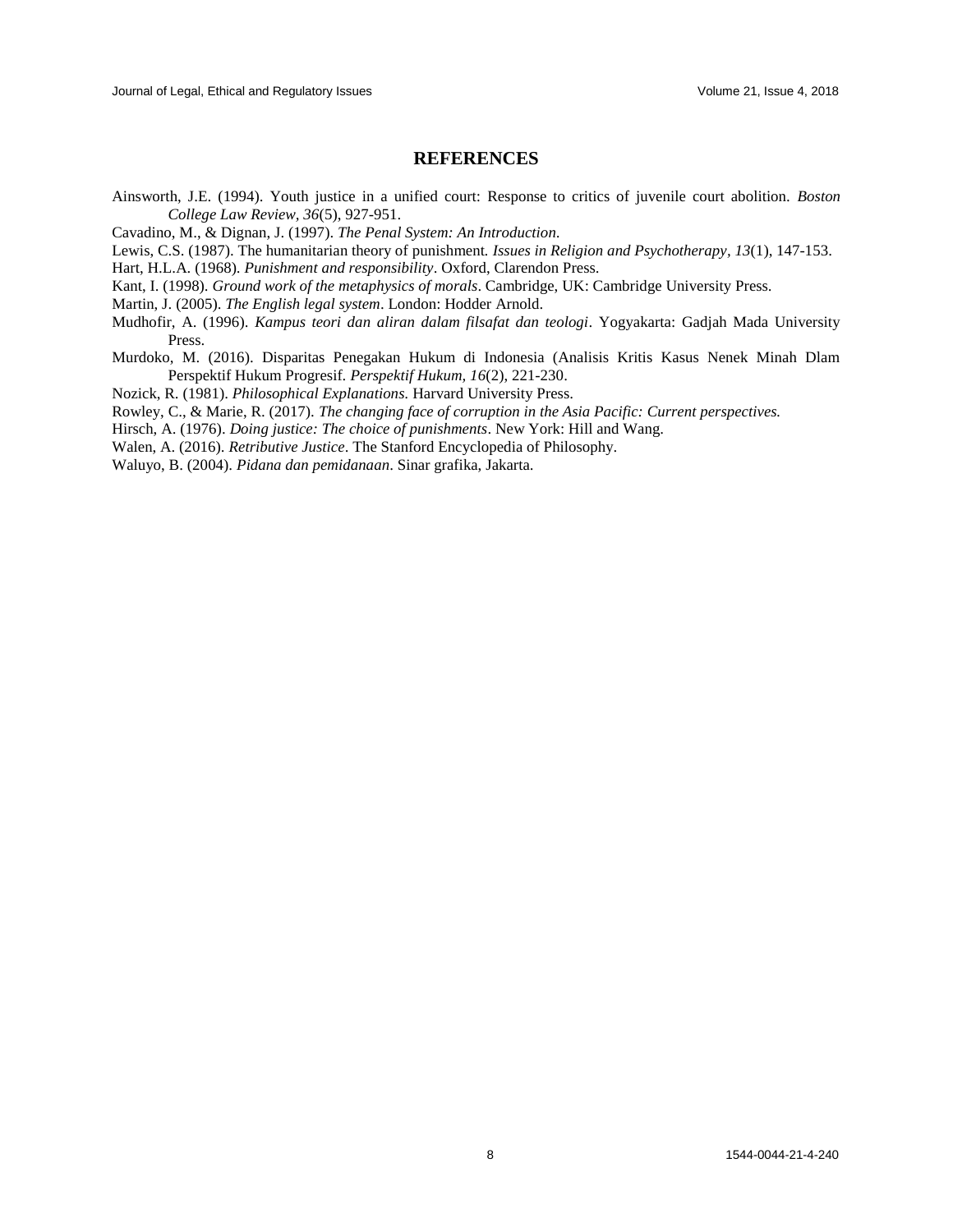## REFERENCES

Ainsworth, J.E. (1994). Youth justice in a unified court: Response to critics of juvenile court abolition. *Boston College Law Review*, *36*(5), 927-951.

Cavadino, M., & Dignan, J. (1997). *The Penal System: An Introduction*.

Lewis, C.S. (1987). The humanitarian theory of punishment. *Issues in Religion and Psychotherapy, 13*(1), 147-153.

Hart, H.L.A. (1968). *Punishment and responsibility*. Oxford, Clarendon Press.

Kant, I. (1998). *Ground work of the metaphysics of morals*. Cambridge, UK: Cambridge University Press.

Martin, J. (2005). *The English legal system*. London: Hodder Arnold.

Mudhofir, A. (1996). *Kampus teori dan aliran dalam filsafat dan teologi*. Yogyakarta: Gadjah Mada University Press.

Murdoko, M. (2016). Disparitas Penegakan Hukum di Indonesia (Analisis Kritis Kasus Nenek Minah Dlam Perspektif Hukum Progresif. *Perspektif Hukum, 16*(2), 221-230.

Nozick, R. (1981). *Philosophical Explanations.* Harvard University Press.

Rowley, C., & Marie, R. (2017). *The changing face of corruption in the Asia Pacific: Current perspectives.*

Hirsch, A. (1976). *Doing justice: The choice of punishments*. New York: Hill and Wang.

Walen, A. (2016). *Retributive Justice*. The Stanford Encyclopedia of Philosophy.

Waluyo, B. (2004). *Pidana dan pemidanaan*. Sinar grafika, Jakarta.